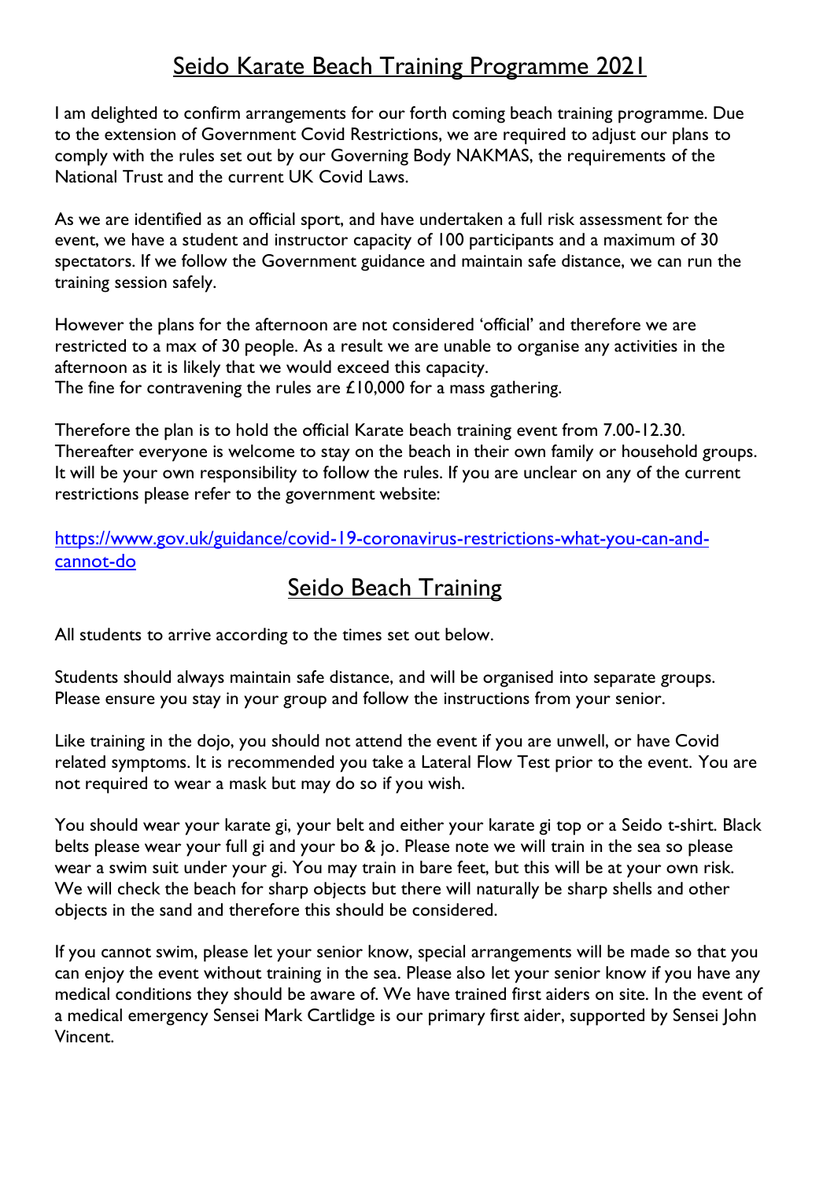# Seido Karate Beach Training Programme 2021

I am delighted to confirm arrangements for our forth coming beach training programme. Due to the extension of Government Covid Restrictions, we are required to adjust our plans to comply with the rules set out by our Governing Body NAKMAS, the requirements of the National Trust and the current UK Covid Laws.

As we are identified as an official sport, and have undertaken a full risk assessment for the event, we have a student and instructor capacity of 100 participants and a maximum of 30 spectators. If we follow the Government guidance and maintain safe distance, we can run the training session safely.

However the plans for the afternoon are not considered 'official' and therefore we are restricted to a max of 30 people. As a result we are unable to organise any activities in the afternoon as it is likely that we would exceed this capacity.
The fine for contravening the rules are £10,000 for a mass gathering.

Therefore the plan is to hold the official Karate beach training event from 7.00-12.30. Thereafter everyone is welcome to stay on the beach in their own family or household groups. It will be your own responsibility to follow the rules. If you are unclear on any of the current restrictions please refer to the government website:

[https://www.gov.uk/guidance/covid-19-coronavirus-restrictions-what-you-can-and-cannot-do](https://www.gov.uk/guidance/covid-19-coronavirus-restrictions-what-you-can-and-cannot-do)

# Seido Beach Training

All students to arrive according to the times set out below.

Students should always maintain safe distance, and will be organised into separate groups. Please ensure you stay in your group and follow the instructions from your senior.

Like training in the dojo, you should not attend the event if you are unwell, or have Covid related symptoms. It is recommended you take a Lateral Flow Test prior to the event. You are not required to wear a mask but may do so if you wish.

You should wear your karate gi, your belt and either your karate gi top or a Seido t-shirt. Black belts please wear your full gi and your bo & jo. Please note we will train in the sea so please wear a swim suit under your gi. You may train in bare feet, but this will be at your own risk. We will check the beach for sharp objects but there will naturally be sharp shells and other objects in the sand and therefore this should be considered.

If you cannot swim, please let your senior know, special arrangements will be made so that you can enjoy the event without training in the sea. Please also let your senior know if you have any medical conditions they should be aware of. We have trained first aiders on site. In the event of a medical emergency Sensei Mark Cartlidge is our primary first aider, supported by Sensei John Vincent.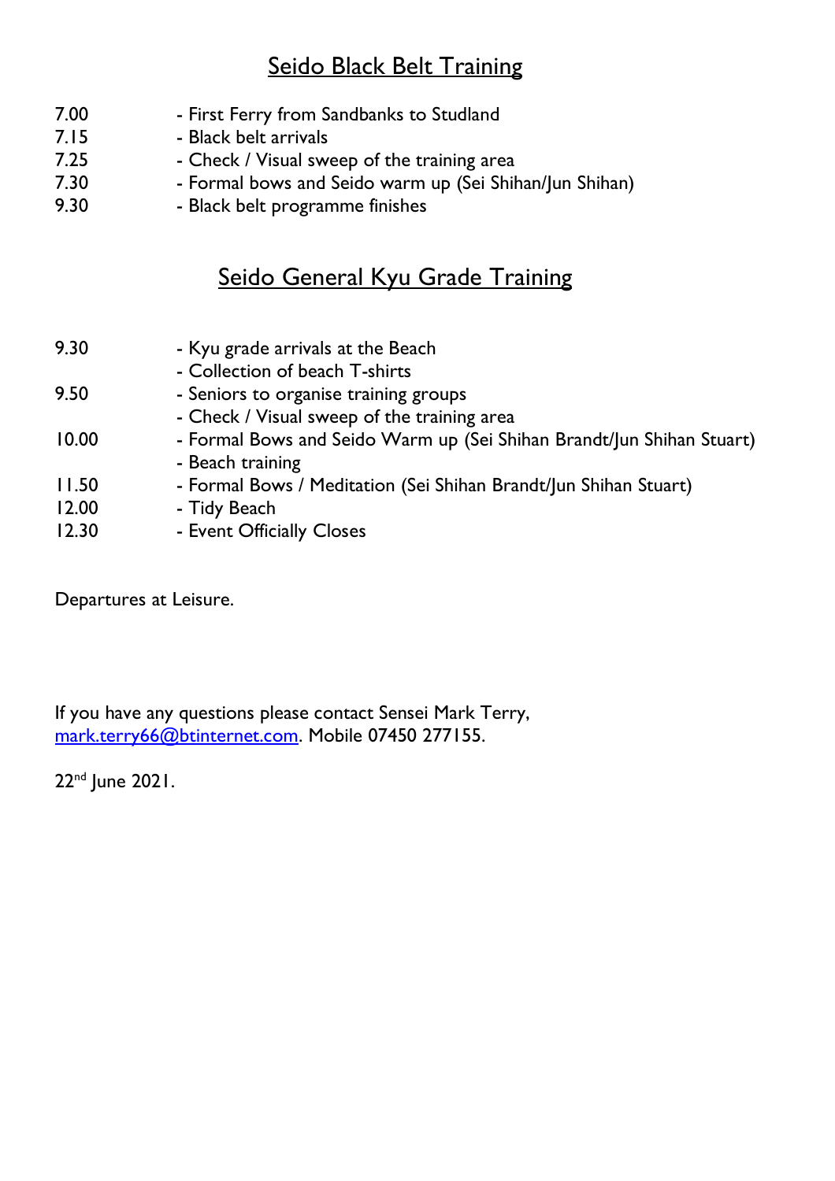## Seido Black Belt Training

| | |
|---|---|
| 7.00 | - First Ferry from Sandbanks to Studland |
| 7.15 | - Black belt arrivals |
| 7.25 | - Check / Visual sweep of the training area |
| 7.30 | - Formal bows and Seido warm up (Sei Shihan/Jun Shihan) |
| 9.30 | - Black belt programme finishes |

## Seido General Kyu Grade Training

| | |
|---|---|
| 9.30 | - Kyu grade arrivals at the Beach |
| | - Collection of beach T-shirts |
| 9.50 | - Seniors to organise training groups |
| | - Check / Visual sweep of the training area |
| 10.00 | - Formal Bows and Seido Warm up (Sei Shihan Brandt/Jun Shihan Stuart) |
| | - Beach training |
| 11.50 | - Formal Bows / Meditation (Sei Shihan Brandt/Jun Shihan Stuart) |
| 12.00 | - Tidy Beach |
| 12.30 | - Event Officially Closes |

Departures at Leisure.

If you have any questions please contact Sensei Mark Terry, mark.terry66@btinternet.com. Mobile 07450 277155.

22nd June 2021.